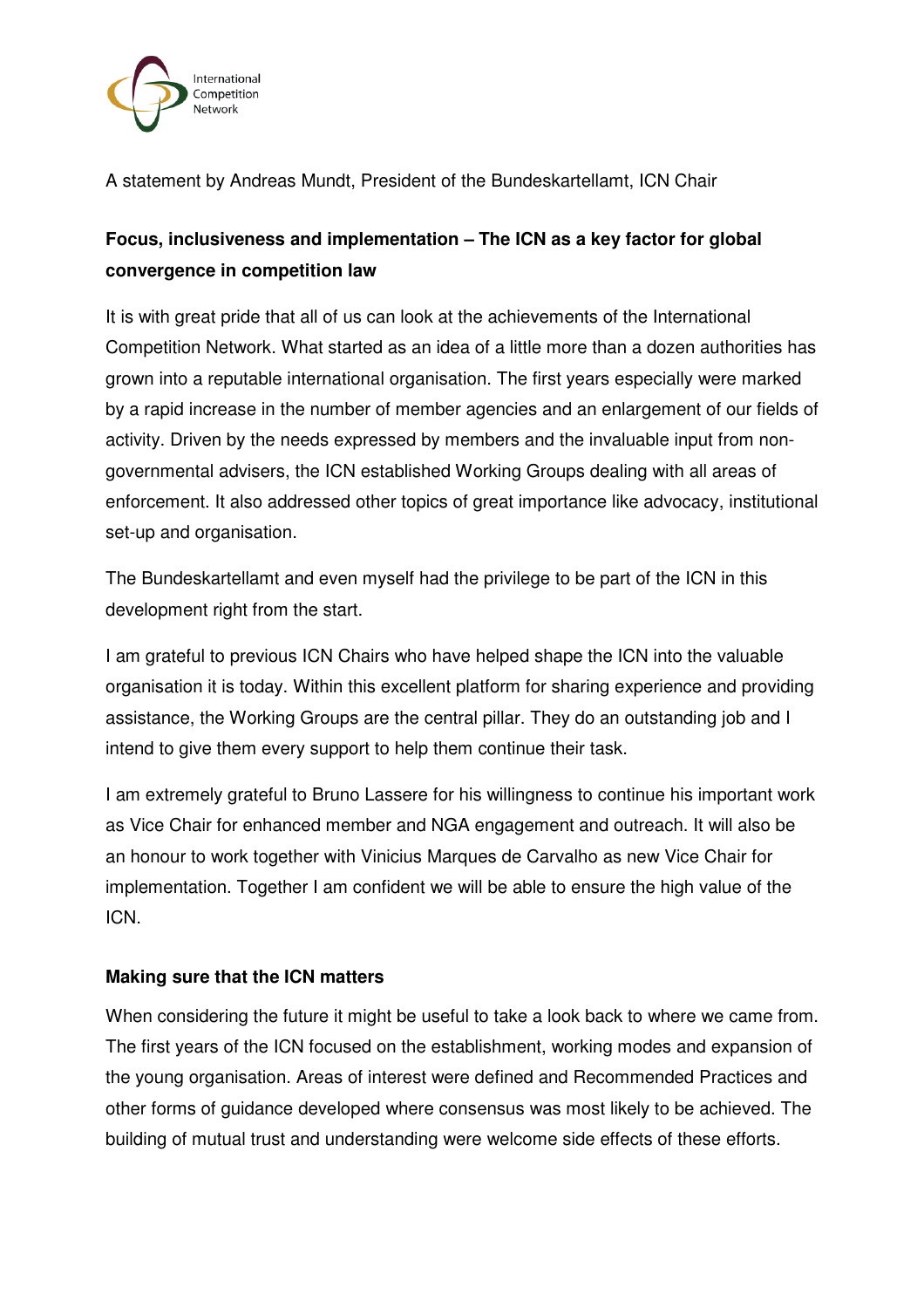A statement by Andreas Mundt, President of the Bundeskartellamt, ICN Chair

## Focus, inclusiveness and implementation – The ICN as a key factor for global convergence in competition law

It is with great pride that all of us can look at the achievements of the International Competition Network. What started as an idea of a little more than a dozen authorities has grown into a reputable international organisation. The first years especially were marked by a rapid increase in the number of member agencies and an enlargement of our fields of activity. Driven by the needs expressed by members and the invaluable input from non-governmental advisers, the ICN established Working Groups dealing with all areas of enforcement. It also addressed other topics of great importance like advocacy, institutional set-up and organisation.

The Bundeskartellamt and even myself had the privilege to be part of the ICN in this development right from the start.

I am grateful to previous ICN Chairs who have helped shape the ICN into the valuable organisation it is today. Within this excellent platform for sharing experience and providing assistance, the Working Groups are the central pillar. They do an outstanding job and I intend to give them every support to help them continue their task.

I am extremely grateful to Bruno Lassere for his willingness to continue his important work as Vice Chair for enhanced member and NGA engagement and outreach. It will also be an honour to work together with Vinicius Marques de Carvalho as new Vice Chair for implementation. Together I am confident we will be able to ensure the high value of the ICN.

### Making sure that the ICN matters

When considering the future it might be useful to take a look back to where we came from. The first years of the ICN focused on the establishment, working modes and expansion of the young organisation. Areas of interest were defined and Recommended Practices and other forms of guidance developed where consensus was most likely to be achieved. The building of mutual trust and understanding were welcome side effects of these efforts.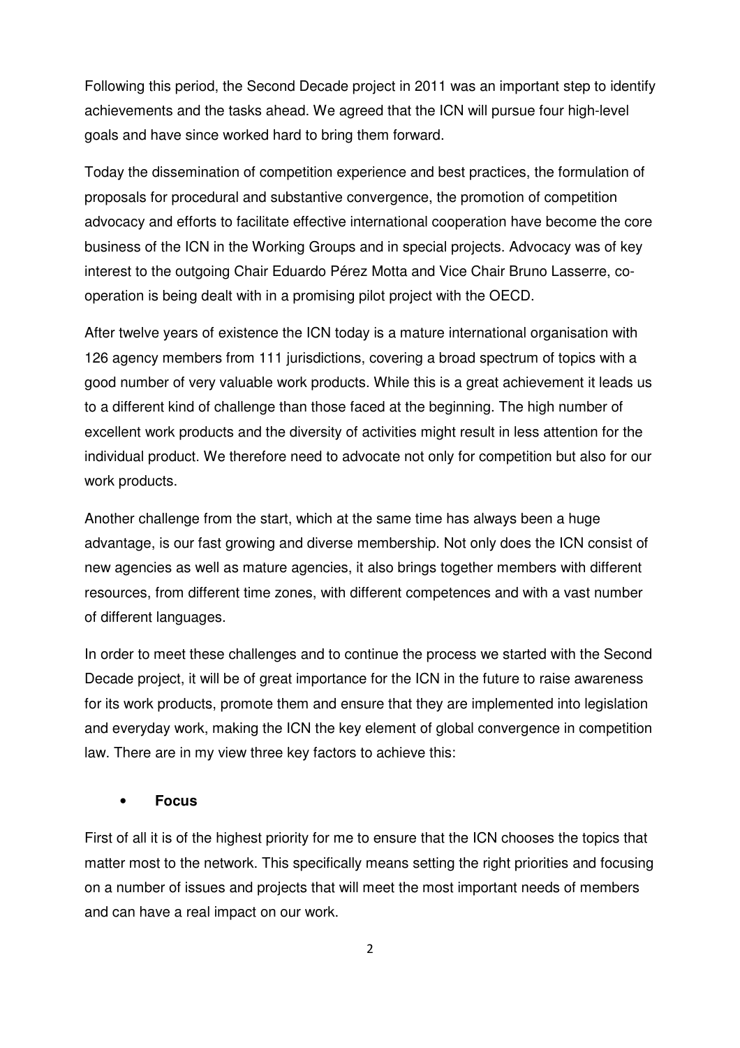Following this period, the Second Decade project in 2011 was an important step to identify achievements and the tasks ahead. We agreed that the ICN will pursue four high-level goals and have since worked hard to bring them forward.

Today the dissemination of competition experience and best practices, the formulation of proposals for procedural and substantive convergence, the promotion of competition advocacy and efforts to facilitate effective international cooperation have become the core business of the ICN in the Working Groups and in special projects. Advocacy was of key interest to the outgoing Chair Eduardo Pérez Motta and Vice Chair Bruno Lasserre, co-operation is being dealt with in a promising pilot project with the OECD.

After twelve years of existence the ICN today is a mature international organisation with 126 agency members from 111 jurisdictions, covering a broad spectrum of topics with a good number of very valuable work products. While this is a great achievement it leads us to a different kind of challenge than those faced at the beginning. The high number of excellent work products and the diversity of activities might result in less attention for the individual product. We therefore need to advocate not only for competition but also for our work products.

Another challenge from the start, which at the same time has always been a huge advantage, is our fast growing and diverse membership. Not only does the ICN consist of new agencies as well as mature agencies, it also brings together members with different resources, from different time zones, with different competences and with a vast number of different languages.

In order to meet these challenges and to continue the process we started with the Second Decade project, it will be of great importance for the ICN in the future to raise awareness for its work products, promote them and ensure that they are implemented into legislation and everyday work, making the ICN the key element of global convergence in competition law. There are in my view three key factors to achieve this:

- **Focus**

First of all it is of the highest priority for me to ensure that the ICN chooses the topics that matter most to the network. This specifically means setting the right priorities and focusing on a number of issues and projects that will meet the most important needs of members and can have a real impact on our work.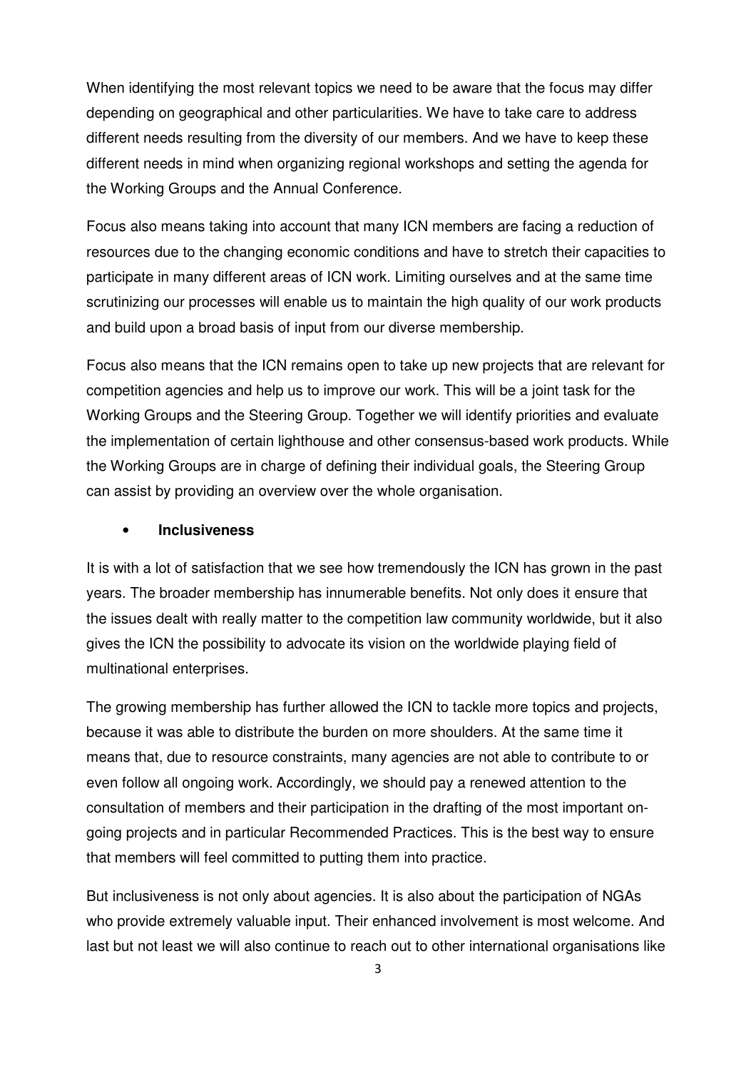When identifying the most relevant topics we need to be aware that the focus may differ depending on geographical and other particularities. We have to take care to address different needs resulting from the diversity of our members. And we have to keep these different needs in mind when organizing regional workshops and setting the agenda for the Working Groups and the Annual Conference.

Focus also means taking into account that many ICN members are facing a reduction of resources due to the changing economic conditions and have to stretch their capacities to participate in many different areas of ICN work. Limiting ourselves and at the same time scrutinizing our processes will enable us to maintain the high quality of our work products and build upon a broad basis of input from our diverse membership.

Focus also means that the ICN remains open to take up new projects that are relevant for competition agencies and help us to improve our work. This will be a joint task for the Working Groups and the Steering Group. Together we will identify priorities and evaluate the implementation of certain lighthouse and other consensus-based work products. While the Working Groups are in charge of defining their individual goals, the Steering Group can assist by providing an overview over the whole organisation.

- **Inclusiveness**

It is with a lot of satisfaction that we see how tremendously the ICN has grown in the past years. The broader membership has innumerable benefits. Not only does it ensure that the issues dealt with really matter to the competition law community worldwide, but it also gives the ICN the possibility to advocate its vision on the worldwide playing field of multinational enterprises.

The growing membership has further allowed the ICN to tackle more topics and projects, because it was able to distribute the burden on more shoulders. At the same time it means that, due to resource constraints, many agencies are not able to contribute to or even follow all ongoing work. Accordingly, we should pay a renewed attention to the consultation of members and their participation in the drafting of the most important on-going projects and in particular Recommended Practices. This is the best way to ensure that members will feel committed to putting them into practice.

But inclusiveness is not only about agencies. It is also about the participation of NGAs who provide extremely valuable input. Their enhanced involvement is most welcome. And last but not least we will also continue to reach out to other international organisations like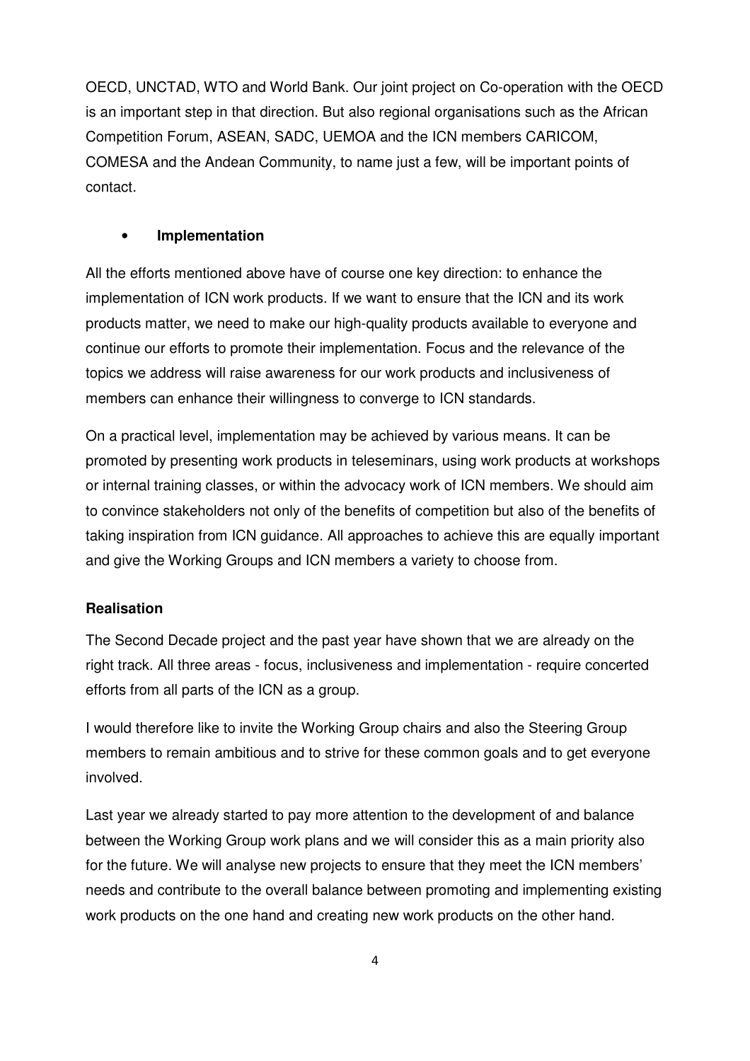OECD, UNCTAD, WTO and World Bank. Our joint project on Co-operation with the OECD is an important step in that direction. But also regional organisations such as the African Competition Forum, ASEAN, SADC, UEMOA and the ICN members CARICOM, COMESA and the Andean Community, to name just a few, will be important points of contact.

- **Implementation**

All the efforts mentioned above have of course one key direction: to enhance the implementation of ICN work products. If we want to ensure that the ICN and its work products matter, we need to make our high-quality products available to everyone and continue our efforts to promote their implementation. Focus and the relevance of the topics we address will raise awareness for our work products and inclusiveness of members can enhance their willingness to converge to ICN standards.

On a practical level, implementation may be achieved by various means. It can be promoted by presenting work products in teleseminars, using work products at workshops or internal training classes, or within the advocacy work of ICN members. We should aim to convince stakeholders not only of the benefits of competition but also of the benefits of taking inspiration from ICN guidance. All approaches to achieve this are equally important and give the Working Groups and ICN members a variety to choose from.

**Realisation**

The Second Decade project and the past year have shown that we are already on the right track. All three areas - focus, inclusiveness and implementation - require concerted efforts from all parts of the ICN as a group.

I would therefore like to invite the Working Group chairs and also the Steering Group members to remain ambitious and to strive for these common goals and to get everyone involved.

Last year we already started to pay more attention to the development of and balance between the Working Group work plans and we will consider this as a main priority also for the future. We will analyse new projects to ensure that they meet the ICN members' needs and contribute to the overall balance between promoting and implementing existing work products on the one hand and creating new work products on the other hand.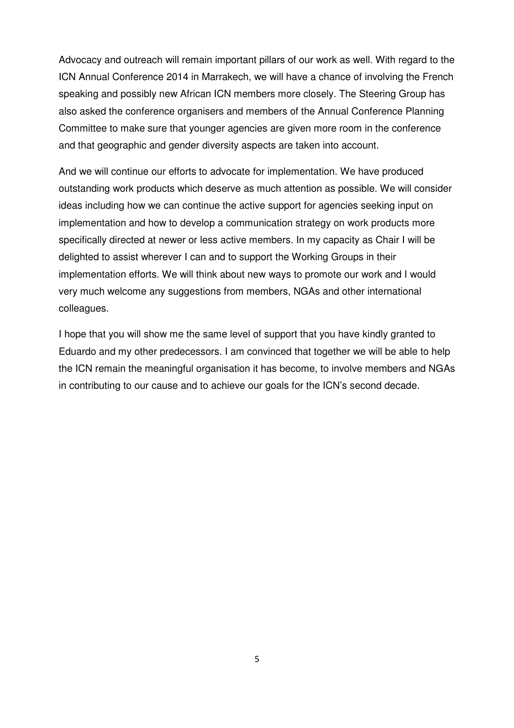Advocacy and outreach will remain important pillars of our work as well. With regard to the ICN Annual Conference 2014 in Marrakech, we will have a chance of involving the French speaking and possibly new African ICN members more closely. The Steering Group has also asked the conference organisers and members of the Annual Conference Planning Committee to make sure that younger agencies are given more room in the conference and that geographic and gender diversity aspects are taken into account.

And we will continue our efforts to advocate for implementation. We have produced outstanding work products which deserve as much attention as possible. We will consider ideas including how we can continue the active support for agencies seeking input on implementation and how to develop a communication strategy on work products more specifically directed at newer or less active members. In my capacity as Chair I will be delighted to assist wherever I can and to support the Working Groups in their implementation efforts. We will think about new ways to promote our work and I would very much welcome any suggestions from members, NGAs and other international colleagues.

I hope that you will show me the same level of support that you have kindly granted to Eduardo and my other predecessors. I am convinced that together we will be able to help the ICN remain the meaningful organisation it has become, to involve members and NGAs in contributing to our cause and to achieve our goals for the ICN's second decade.